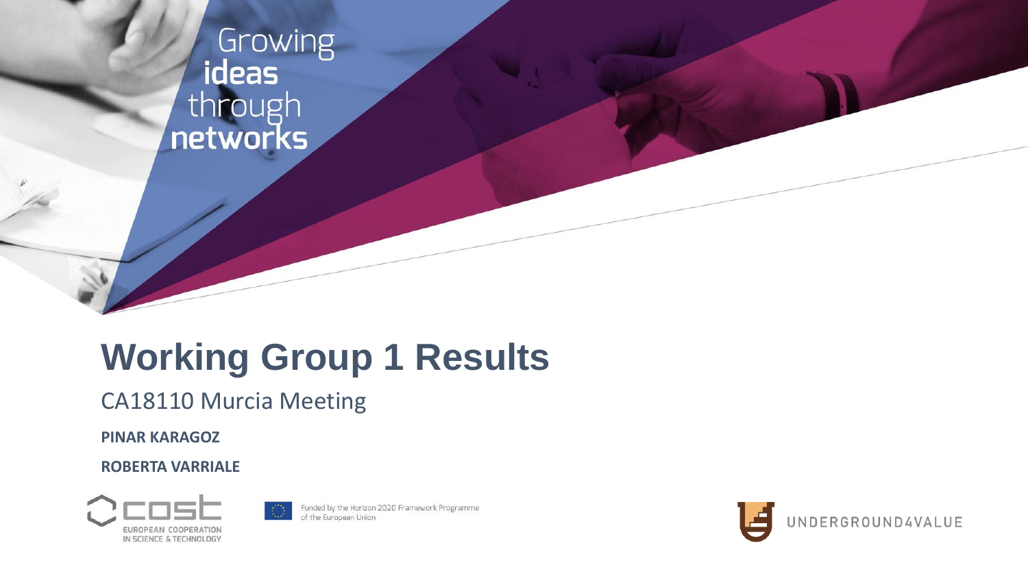Growing **ideas** through **networks**

# Working Group 1 Results

CA18110 Murcia Meeting

**PINAR KARAGOZ**

**ROBERTA VARRIALE**

EUROPEAN COOPERATION IN SCIENCE & TECHNOLOGY

Funded by the Horizon 2020 Framework Programme of the European Union

UNDERGROUND4VALUE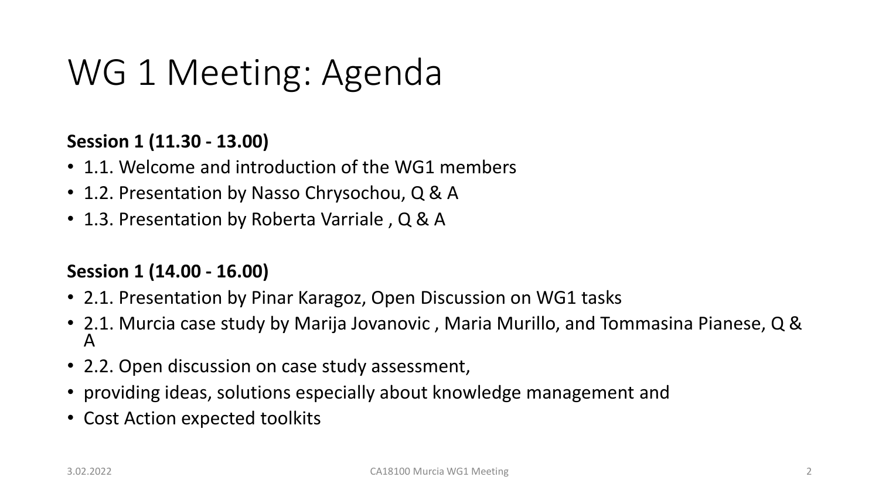# WG 1 Meeting: Agenda

**Session 1 (11.30 - 13.00)**

- 1.1. Welcome and introduction of the WG1 members
- 1.2. Presentation by Nasso Chrysochou, Q & A
- 1.3. Presentation by Roberta Varriale , Q & A

**Session 1 (14.00 - 16.00)**

- 2.1. Presentation by Pinar Karagoz, Open Discussion on WG1 tasks
- 2.1. Murcia case study by Marija Jovanovic , Maria Murillo, and Tommasina Pianese, Q & A
- 2.2. Open discussion on case study assessment,
- providing ideas, solutions especially about knowledge management and
- Cost Action expected toolkits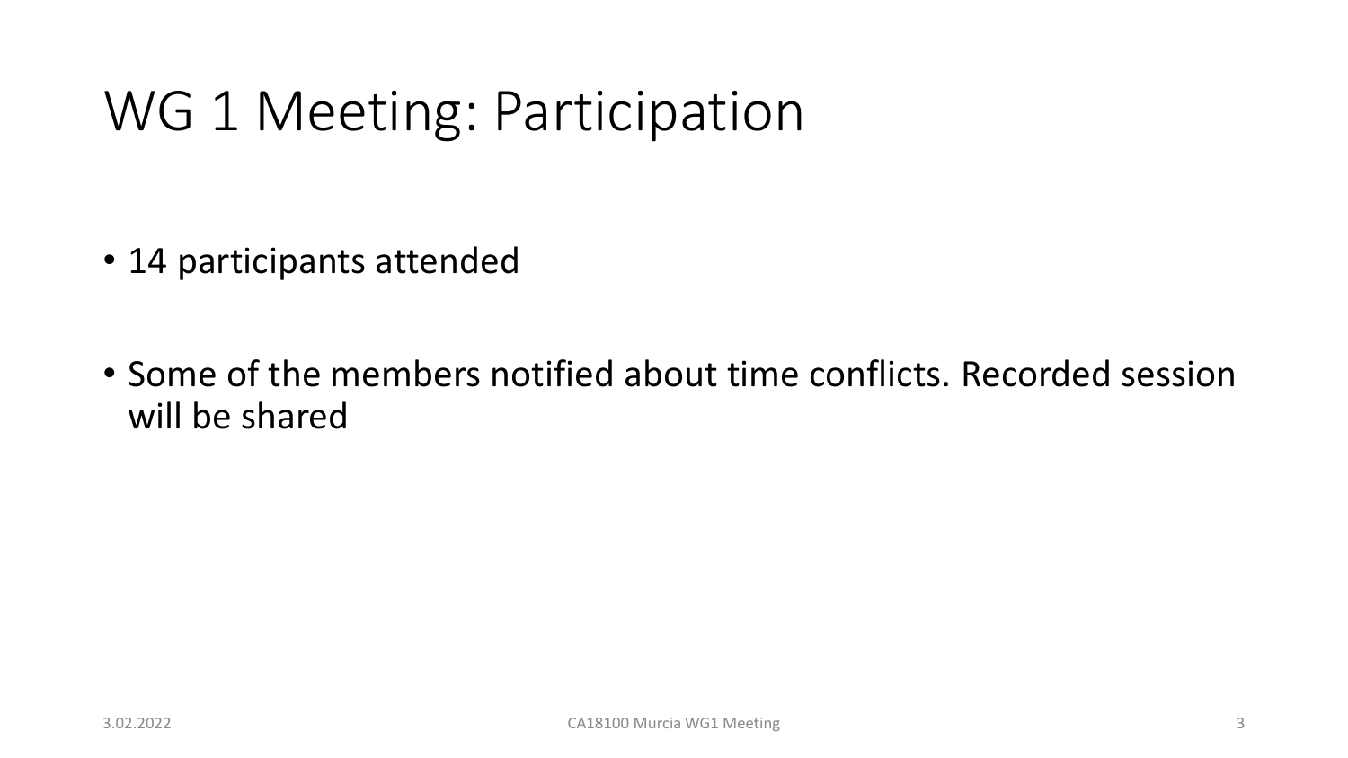# WG 1 Meeting: Participation

- 14 participants attended
- Some of the members notified about time conflicts. Recorded session will be shared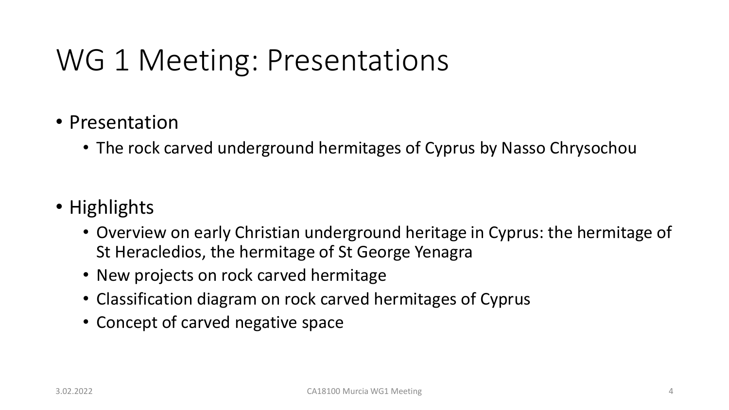# WG 1 Meeting: Presentations

- Presentation
  - The rock carved underground hermitages of Cyprus by Nasso Chrysochou

- Highlights
  - Overview on early Christian underground heritage in Cyprus: the hermitage of St Heracledios, the hermitage of St George Yenagra
  - New projects on rock carved hermitage
  - Classification diagram on rock carved hermitages of Cyprus
  - Concept of carved negative space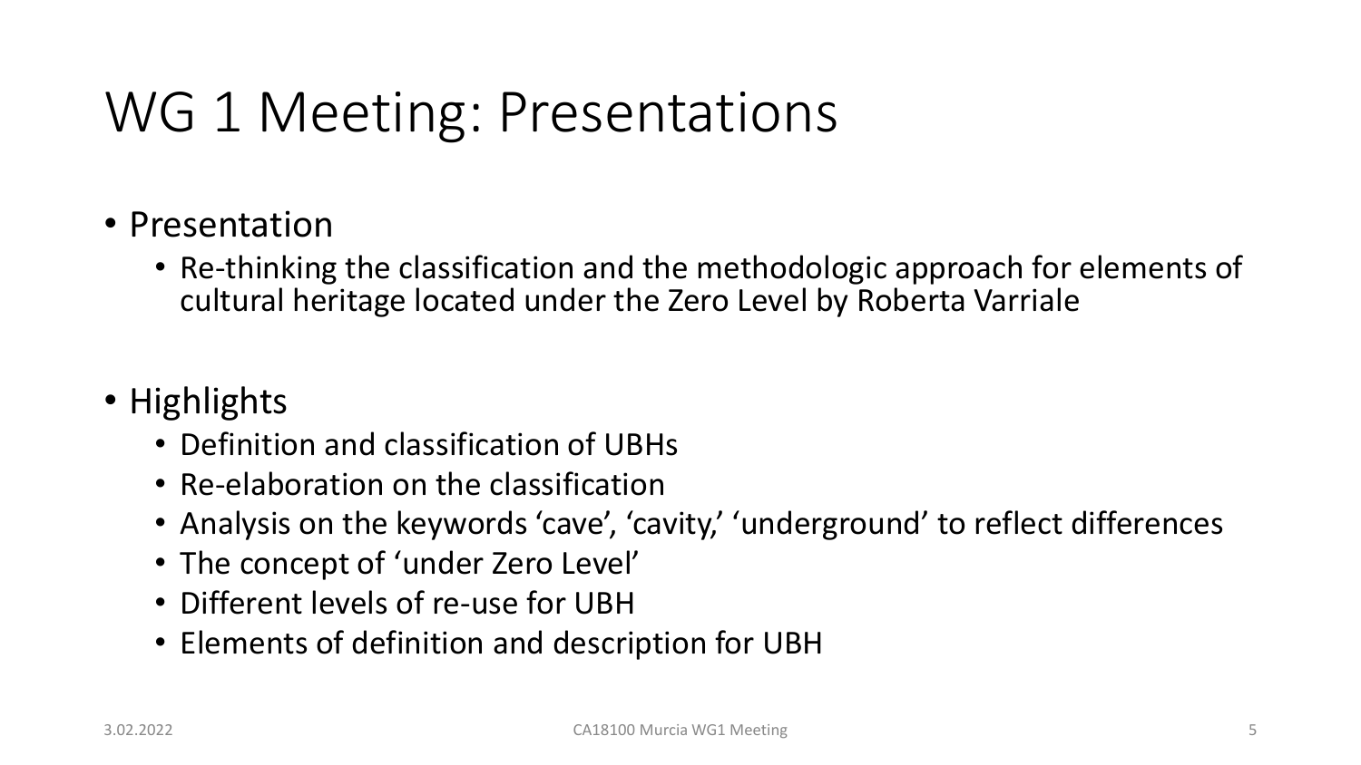# WG 1 Meeting: Presentations

- Presentation
  - Re-thinking the classification and the methodologic approach for elements of cultural heritage located under the Zero Level by Roberta Varriale

- Highlights
  - Definition and classification of UBHs
  - Re-elaboration on the classification
  - Analysis on the keywords 'cave', 'cavity,' 'underground' to reflect differences
  - The concept of 'under Zero Level'
  - Different levels of re-use for UBH
  - Elements of definition and description for UBH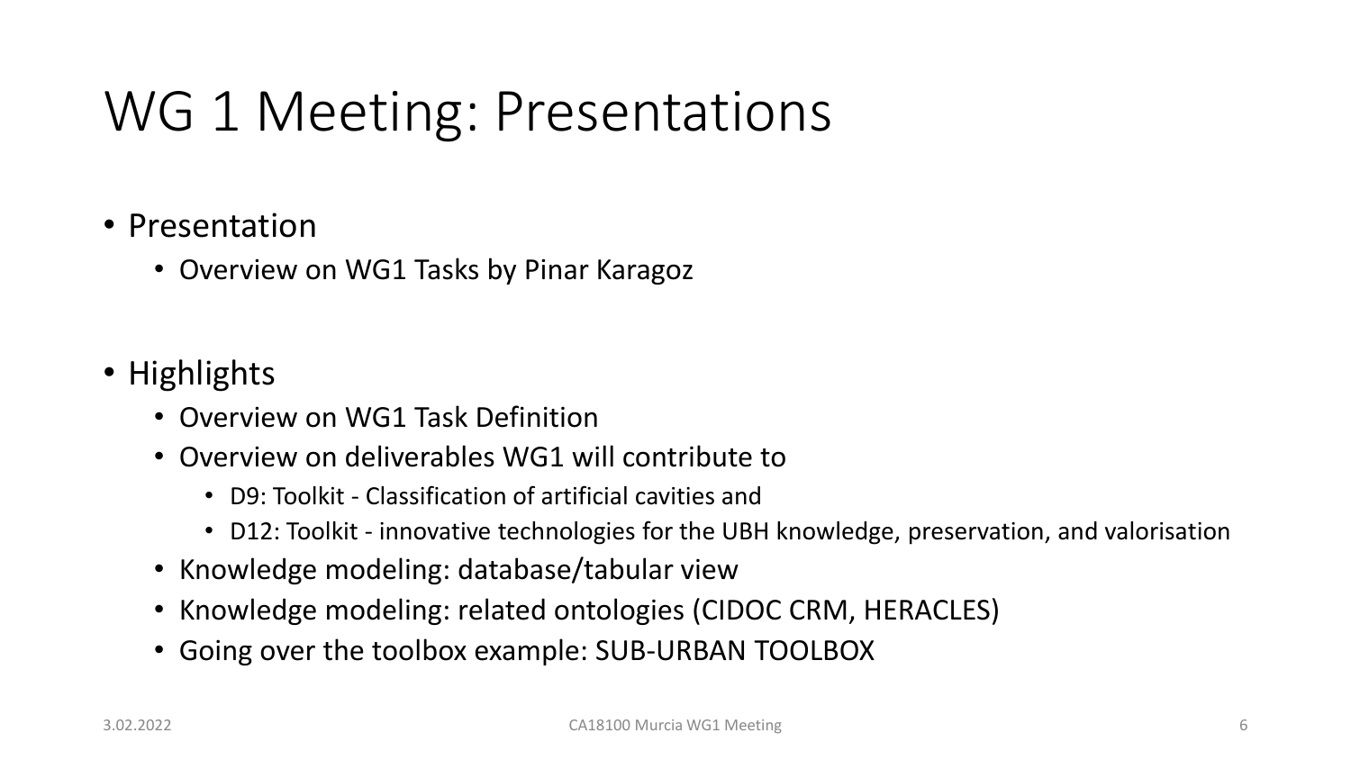# WG 1 Meeting: Presentations

- Presentation
  - Overview on WG1 Tasks by Pinar Karagoz

- Highlights
  - Overview on WG1 Task Definition
  - Overview on deliverables WG1 will contribute to
    - D9: Toolkit - Classification of artificial cavities and
    - D12: Toolkit - innovative technologies for the UBH knowledge, preservation, and valorisation
  - Knowledge modeling: database/tabular view
  - Knowledge modeling: related ontologies (CIDOC CRM, HERACLES)
  - Going over the toolbox example: SUB-URBAN TOOLBOX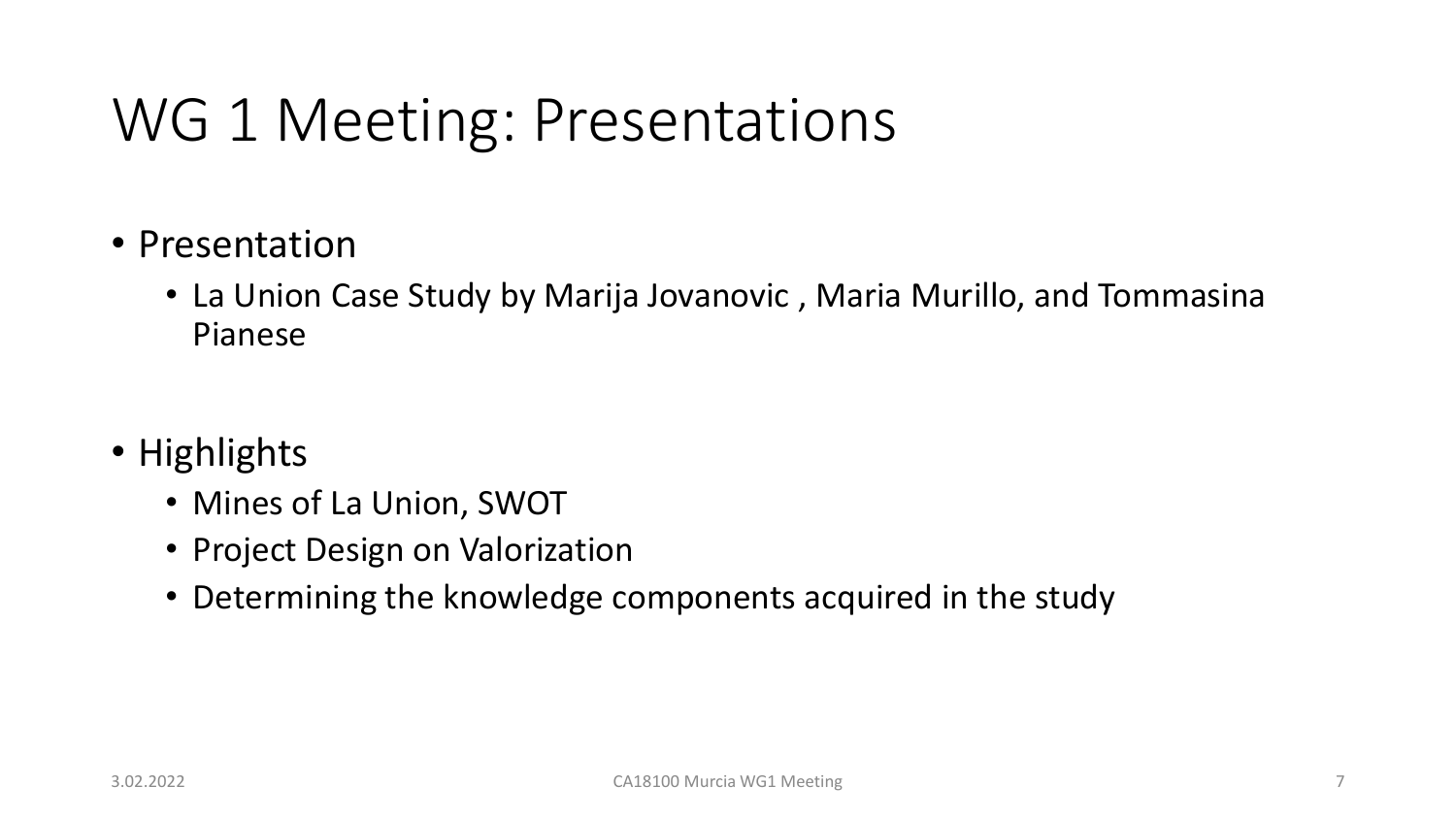# WG 1 Meeting: Presentations

- Presentation
  - La Union Case Study by Marija Jovanovic , Maria Murillo, and Tommasina Pianese
- Highlights
  - Mines of La Union, SWOT
  - Project Design on Valorization
  - Determining the knowledge components acquired in the study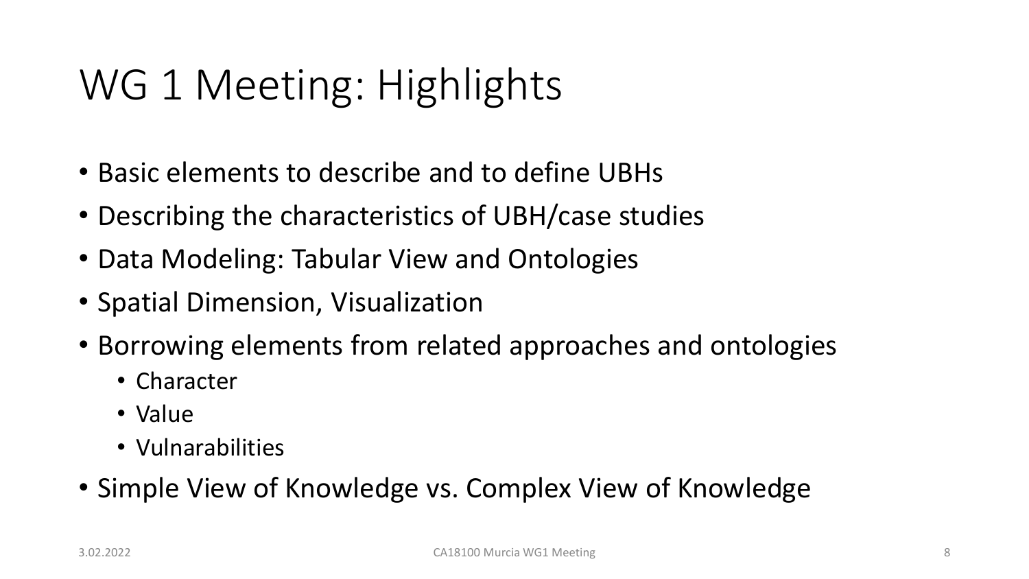# WG 1 Meeting: Highlights

- Basic elements to describe and to define UBHs
- Describing the characteristics of UBH/case studies
- Data Modeling: Tabular View and Ontologies
- Spatial Dimension, Visualization
- Borrowing elements from related approaches and ontologies
  - Character
  - Value
  - Vulnarabilities
- Simple View of Knowledge vs. Complex View of Knowledge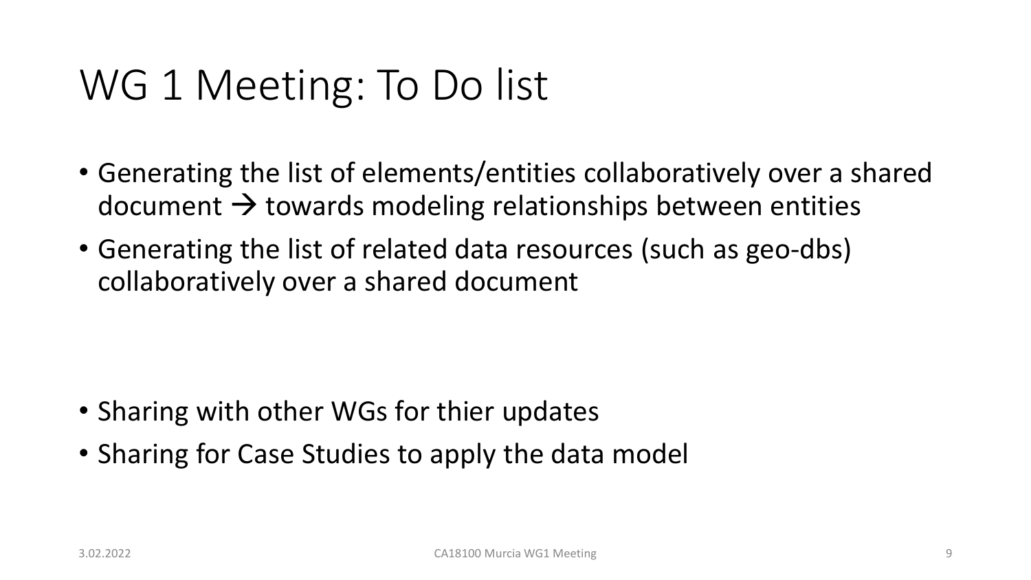# WG 1 Meeting: To Do list

- Generating the list of elements/entities collaboratively over a shared document → towards modeling relationships between entities
- Generating the list of related data resources (such as geo-dbs) collaboratively over a shared document

- Sharing with other WGs for thier updates
- Sharing for Case Studies to apply the data model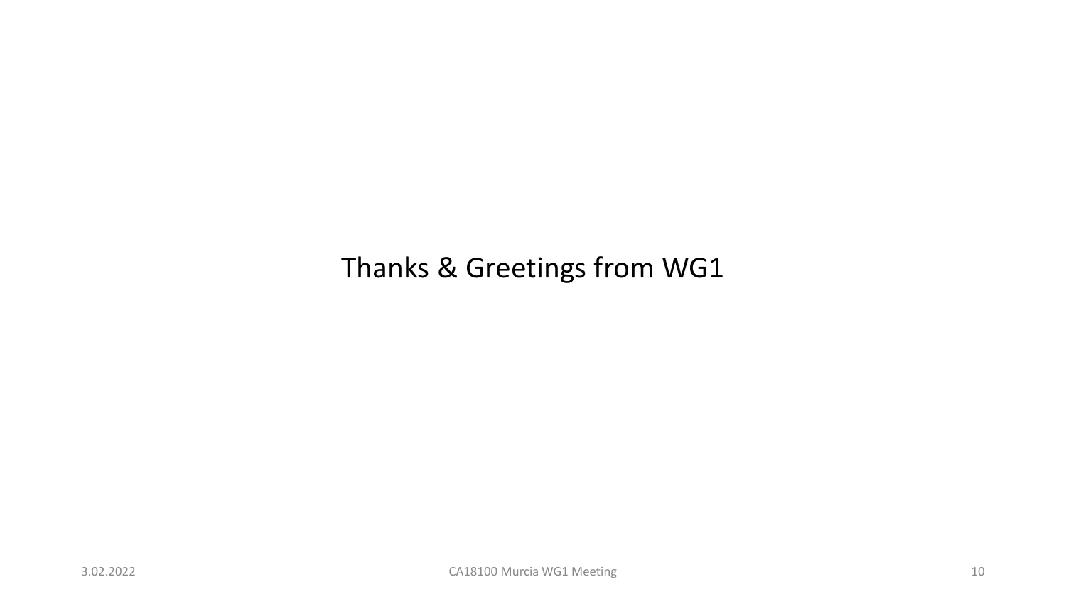Thanks & Greetings from WG1